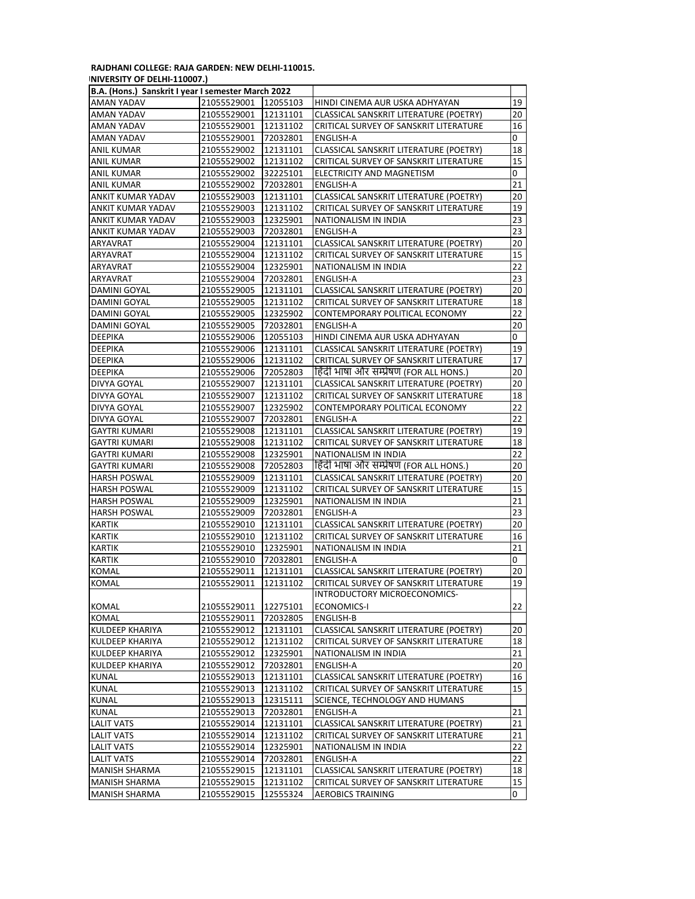RAJDHANI COLLEGE: RAJA GARDEN: NEW DELHI-110015.

NIVERSITY OF DELHI-110007.)

| B.A. (Hons.) Sanskrit I year I semester March 2022 | | | | |
|---|---|---|---|---|
| AMAN YADAV | 21055529001 | 12055103 | HINDI CINEMA AUR USKA ADHYAYAN | 19 |
| AMAN YADAV | 21055529001 | 12131101 | CLASSICAL SANSKRIT LITERATURE (POETRY) | 20 |
| AMAN YADAV | 21055529001 | 12131102 | CRITICAL SURVEY OF SANSKRIT LITERATURE | 16 |
| AMAN YADAV | 21055529001 | 72032801 | ENGLISH-A | 0 |
| ANIL KUMAR | 21055529002 | 12131101 | CLASSICAL SANSKRIT LITERATURE (POETRY) | 18 |
| ANIL KUMAR | 21055529002 | 12131102 | CRITICAL SURVEY OF SANSKRIT LITERATURE | 15 |
| ANIL KUMAR | 21055529002 | 32225101 | ELECTRICITY AND MAGNETISM | 0 |
| ANIL KUMAR | 21055529002 | 72032801 | ENGLISH-A | 21 |
| ANKIT KUMAR YADAV | 21055529003 | 12131101 | CLASSICAL SANSKRIT LITERATURE (POETRY) | 20 |
| ANKIT KUMAR YADAV | 21055529003 | 12131102 | CRITICAL SURVEY OF SANSKRIT LITERATURE | 19 |
| ANKIT KUMAR YADAV | 21055529003 | 12325901 | NATIONALISM IN INDIA | 23 |
| ANKIT KUMAR YADAV | 21055529003 | 72032801 | ENGLISH-A | 23 |
| ARYAVRAT | 21055529004 | 12131101 | CLASSICAL SANSKRIT LITERATURE (POETRY) | 20 |
| ARYAVRAT | 21055529004 | 12131102 | CRITICAL SURVEY OF SANSKRIT LITERATURE | 15 |
| ARYAVRAT | 21055529004 | 12325901 | NATIONALISM IN INDIA | 22 |
| ARYAVRAT | 21055529004 | 72032801 | ENGLISH-A | 23 |
| DAMINI GOYAL | 21055529005 | 12131101 | CLASSICAL SANSKRIT LITERATURE (POETRY) | 20 |
| DAMINI GOYAL | 21055529005 | 12131102 | CRITICAL SURVEY OF SANSKRIT LITERATURE | 18 |
| DAMINI GOYAL | 21055529005 | 12325902 | CONTEMPORARY POLITICAL ECONOMY | 22 |
| DAMINI GOYAL | 21055529005 | 72032801 | ENGLISH-A | 20 |
| DEEPIKA | 21055529006 | 12055103 | HINDI CINEMA AUR USKA ADHYAYAN | 0 |
| DEEPIKA | 21055529006 | 12131101 | CLASSICAL SANSKRIT LITERATURE (POETRY) | 19 |
| DEEPIKA | 21055529006 | 12131102 | CRITICAL SURVEY OF SANSKRIT LITERATURE | 17 |
| DEEPIKA | 21055529006 | 72052803 | हिंदी भाषा और सम्प्रेषण (FOR ALL HONS.) | 20 |
| DIVYA GOYAL | 21055529007 | 12131101 | CLASSICAL SANSKRIT LITERATURE (POETRY) | 20 |
| DIVYA GOYAL | 21055529007 | 12131102 | CRITICAL SURVEY OF SANSKRIT LITERATURE | 18 |
| DIVYA GOYAL | 21055529007 | 12325902 | CONTEMPORARY POLITICAL ECONOMY | 22 |
| DIVYA GOYAL | 21055529007 | 72032801 | ENGLISH-A | 22 |
| GAYTRI KUMARI | 21055529008 | 12131101 | CLASSICAL SANSKRIT LITERATURE (POETRY) | 19 |
| GAYTRI KUMARI | 21055529008 | 12131102 | CRITICAL SURVEY OF SANSKRIT LITERATURE | 18 |
| GAYTRI KUMARI | 21055529008 | 12325901 | NATIONALISM IN INDIA | 22 |
| GAYTRI KUMARI | 21055529008 | 72052803 | हिंदी भाषा और सम्प्रेषण (FOR ALL HONS.) | 20 |
| HARSH POSWAL | 21055529009 | 12131101 | CLASSICAL SANSKRIT LITERATURE (POETRY) | 20 |
| HARSH POSWAL | 21055529009 | 12131102 | CRITICAL SURVEY OF SANSKRIT LITERATURE | 15 |
| HARSH POSWAL | 21055529009 | 12325901 | NATIONALISM IN INDIA | 21 |
| HARSH POSWAL | 21055529009 | 72032801 | ENGLISH-A | 23 |
| KARTIK | 21055529010 | 12131101 | CLASSICAL SANSKRIT LITERATURE (POETRY) | 20 |
| KARTIK | 21055529010 | 12131102 | CRITICAL SURVEY OF SANSKRIT LITERATURE | 16 |
| KARTIK | 21055529010 | 12325901 | NATIONALISM IN INDIA | 21 |
| KARTIK | 21055529010 | 72032801 | ENGLISH-A | 0 |
| KOMAL | 21055529011 | 12131101 | CLASSICAL SANSKRIT LITERATURE (POETRY) | 20 |
| KOMAL | 21055529011 | 12131102 | CRITICAL SURVEY OF SANSKRIT LITERATURE | 19 |
| KOMAL | 21055529011 | 12275101 | INTRODUCTORY MICROECONOMICS-ECONOMICS-I | 22 |
| KOMAL | 21055529011 | 72032805 | ENGLISH-B | |
| KULDEEP KHARIYA | 21055529012 | 12131101 | CLASSICAL SANSKRIT LITERATURE (POETRY) | 20 |
| KULDEEP KHARIYA | 21055529012 | 12131102 | CRITICAL SURVEY OF SANSKRIT LITERATURE | 18 |
| KULDEEP KHARIYA | 21055529012 | 12325901 | NATIONALISM IN INDIA | 21 |
| KULDEEP KHARIYA | 21055529012 | 72032801 | ENGLISH-A | 20 |
| KUNAL | 21055529013 | 12131101 | CLASSICAL SANSKRIT LITERATURE (POETRY) | 16 |
| KUNAL | 21055529013 | 12131102 | CRITICAL SURVEY OF SANSKRIT LITERATURE | 15 |
| KUNAL | 21055529013 | 12315111 | SCIENCE, TECHNOLOGY AND HUMANS | |
| KUNAL | 21055529013 | 72032801 | ENGLISH-A | 21 |
| LALIT VATS | 21055529014 | 12131101 | CLASSICAL SANSKRIT LITERATURE (POETRY) | 21 |
| LALIT VATS | 21055529014 | 12131102 | CRITICAL SURVEY OF SANSKRIT LITERATURE | 21 |
| LALIT VATS | 21055529014 | 12325901 | NATIONALISM IN INDIA | 22 |
| LALIT VATS | 21055529014 | 72032801 | ENGLISH-A | 22 |
| MANISH SHARMA | 21055529015 | 12131101 | CLASSICAL SANSKRIT LITERATURE (POETRY) | 18 |
| MANISH SHARMA | 21055529015 | 12131102 | CRITICAL SURVEY OF SANSKRIT LITERATURE | 15 |
| MANISH SHARMA | 21055529015 | 12555324 | AEROBICS TRAINING | 0 |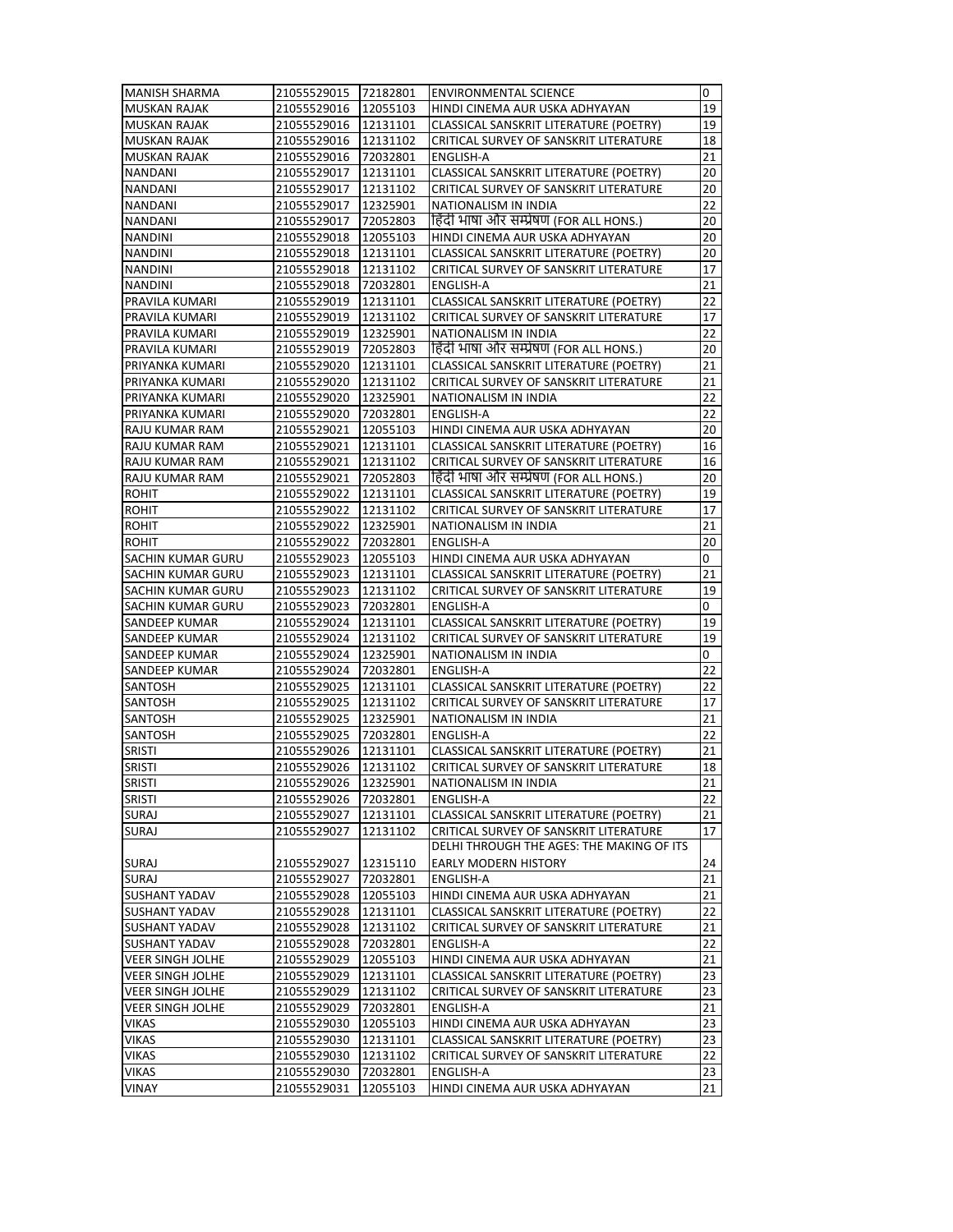| MANISH SHARMA | 21055529015 | 72182801 | ENVIRONMENTAL SCIENCE | 0 |
|---|---|---|---|---|
| MUSKAN RAJAK | 21055529016 | 12055103 | HINDI CINEMA AUR USKA ADHYAYAN | 19 |
| MUSKAN RAJAK | 21055529016 | 12131101 | CLASSICAL SANSKRIT LITERATURE (POETRY) | 19 |
| MUSKAN RAJAK | 21055529016 | 12131102 | CRITICAL SURVEY OF SANSKRIT LITERATURE | 18 |
| MUSKAN RAJAK | 21055529016 | 72032801 | ENGLISH-A | 21 |
| NANDANI | 21055529017 | 12131101 | CLASSICAL SANSKRIT LITERATURE (POETRY) | 20 |
| NANDANI | 21055529017 | 12131102 | CRITICAL SURVEY OF SANSKRIT LITERATURE | 20 |
| NANDANI | 21055529017 | 12325901 | NATIONALISM IN INDIA | 22 |
| NANDANI | 21055529017 | 72052803 | हिंदी भाषा और सम्प्रेषण (FOR ALL HONS.) | 20 |
| NANDINI | 21055529018 | 12055103 | HINDI CINEMA AUR USKA ADHYAYAN | 20 |
| NANDINI | 21055529018 | 12131101 | CLASSICAL SANSKRIT LITERATURE (POETRY) | 20 |
| NANDINI | 21055529018 | 12131102 | CRITICAL SURVEY OF SANSKRIT LITERATURE | 17 |
| NANDINI | 21055529018 | 72032801 | ENGLISH-A | 21 |
| PRAVILA KUMARI | 21055529019 | 12131101 | CLASSICAL SANSKRIT LITERATURE (POETRY) | 22 |
| PRAVILA KUMARI | 21055529019 | 12131102 | CRITICAL SURVEY OF SANSKRIT LITERATURE | 17 |
| PRAVILA KUMARI | 21055529019 | 12325901 | NATIONALISM IN INDIA | 22 |
| PRAVILA KUMARI | 21055529019 | 72052803 | हिंदी भाषा और सम्प्रेषण (FOR ALL HONS.) | 20 |
| PRIYANKA KUMARI | 21055529020 | 12131101 | CLASSICAL SANSKRIT LITERATURE (POETRY) | 21 |
| PRIYANKA KUMARI | 21055529020 | 12131102 | CRITICAL SURVEY OF SANSKRIT LITERATURE | 21 |
| PRIYANKA KUMARI | 21055529020 | 12325901 | NATIONALISM IN INDIA | 22 |
| PRIYANKA KUMARI | 21055529020 | 72032801 | ENGLISH-A | 22 |
| RAJU KUMAR RAM | 21055529021 | 12055103 | HINDI CINEMA AUR USKA ADHYAYAN | 20 |
| RAJU KUMAR RAM | 21055529021 | 12131101 | CLASSICAL SANSKRIT LITERATURE (POETRY) | 16 |
| RAJU KUMAR RAM | 21055529021 | 12131102 | CRITICAL SURVEY OF SANSKRIT LITERATURE | 16 |
| RAJU KUMAR RAM | 21055529021 | 72052803 | हिंदी भाषा और सम्प्रेषण (FOR ALL HONS.) | 20 |
| ROHIT | 21055529022 | 12131101 | CLASSICAL SANSKRIT LITERATURE (POETRY) | 19 |
| ROHIT | 21055529022 | 12131102 | CRITICAL SURVEY OF SANSKRIT LITERATURE | 17 |
| ROHIT | 21055529022 | 12325901 | NATIONALISM IN INDIA | 21 |
| ROHIT | 21055529022 | 72032801 | ENGLISH-A | 20 |
| SACHIN KUMAR GURU | 21055529023 | 12055103 | HINDI CINEMA AUR USKA ADHYAYAN | 0 |
| SACHIN KUMAR GURU | 21055529023 | 12131101 | CLASSICAL SANSKRIT LITERATURE (POETRY) | 21 |
| SACHIN KUMAR GURU | 21055529023 | 12131102 | CRITICAL SURVEY OF SANSKRIT LITERATURE | 19 |
| SACHIN KUMAR GURU | 21055529023 | 72032801 | ENGLISH-A | 0 |
| SANDEEP KUMAR | 21055529024 | 12131101 | CLASSICAL SANSKRIT LITERATURE (POETRY) | 19 |
| SANDEEP KUMAR | 21055529024 | 12131102 | CRITICAL SURVEY OF SANSKRIT LITERATURE | 19 |
| SANDEEP KUMAR | 21055529024 | 12325901 | NATIONALISM IN INDIA | 0 |
| SANDEEP KUMAR | 21055529024 | 72032801 | ENGLISH-A | 22 |
| SANTOSH | 21055529025 | 12131101 | CLASSICAL SANSKRIT LITERATURE (POETRY) | 22 |
| SANTOSH | 21055529025 | 12131102 | CRITICAL SURVEY OF SANSKRIT LITERATURE | 17 |
| SANTOSH | 21055529025 | 12325901 | NATIONALISM IN INDIA | 21 |
| SANTOSH | 21055529025 | 72032801 | ENGLISH-A | 22 |
| SRISTI | 21055529026 | 12131101 | CLASSICAL SANSKRIT LITERATURE (POETRY) | 21 |
| SRISTI | 21055529026 | 12131102 | CRITICAL SURVEY OF SANSKRIT LITERATURE | 18 |
| SRISTI | 21055529026 | 12325901 | NATIONALISM IN INDIA | 21 |
| SRISTI | 21055529026 | 72032801 | ENGLISH-A | 22 |
| SURAJ | 21055529027 | 12131101 | CLASSICAL SANSKRIT LITERATURE (POETRY) | 21 |
| SURAJ | 21055529027 | 12131102 | CRITICAL SURVEY OF SANSKRIT LITERATURE | 17 |
| SURAJ | 21055529027 | 12315110 | DELHI THROUGH THE AGES: THE MAKING OF ITS EARLY MODERN HISTORY | 24 |
| SURAJ | 21055529027 | 72032801 | ENGLISH-A | 21 |
| SUSHANT YADAV | 21055529028 | 12055103 | HINDI CINEMA AUR USKA ADHYAYAN | 21 |
| SUSHANT YADAV | 21055529028 | 12131101 | CLASSICAL SANSKRIT LITERATURE (POETRY) | 22 |
| SUSHANT YADAV | 21055529028 | 12131102 | CRITICAL SURVEY OF SANSKRIT LITERATURE | 21 |
| SUSHANT YADAV | 21055529028 | 72032801 | ENGLISH-A | 22 |
| VEER SINGH JOLHE | 21055529029 | 12055103 | HINDI CINEMA AUR USKA ADHYAYAN | 21 |
| VEER SINGH JOLHE | 21055529029 | 12131101 | CLASSICAL SANSKRIT LITERATURE (POETRY) | 23 |
| VEER SINGH JOLHE | 21055529029 | 12131102 | CRITICAL SURVEY OF SANSKRIT LITERATURE | 23 |
| VEER SINGH JOLHE | 21055529029 | 72032801 | ENGLISH-A | 21 |
| VIKAS | 21055529030 | 12055103 | HINDI CINEMA AUR USKA ADHYAYAN | 23 |
| VIKAS | 21055529030 | 12131101 | CLASSICAL SANSKRIT LITERATURE (POETRY) | 23 |
| VIKAS | 21055529030 | 12131102 | CRITICAL SURVEY OF SANSKRIT LITERATURE | 22 |
| VIKAS | 21055529030 | 72032801 | ENGLISH-A | 23 |
| VINAY | 21055529031 | 12055103 | HINDI CINEMA AUR USKA ADHYAYAN | 21 |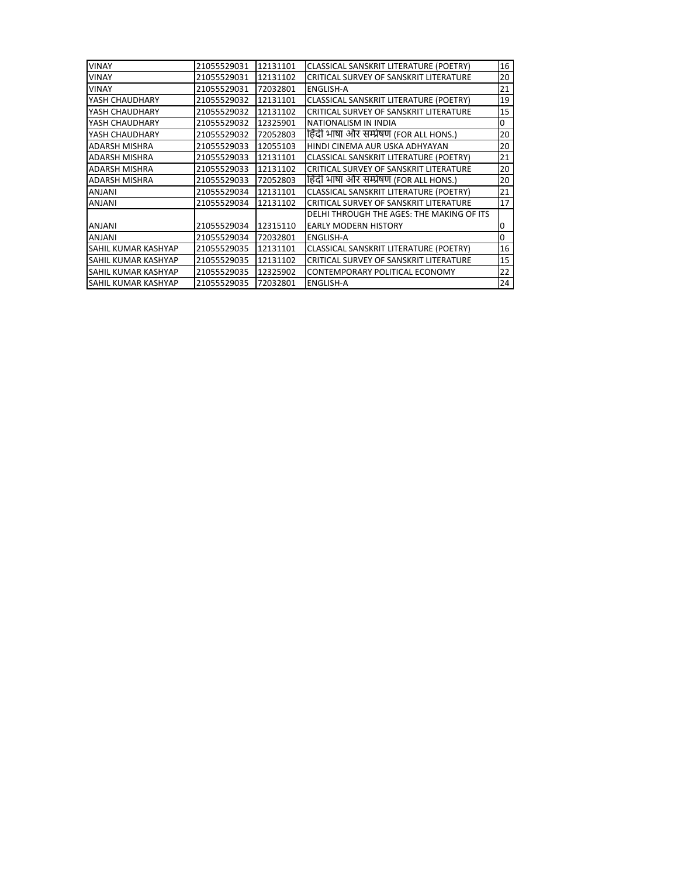| | | | | |
|---|---|---|---|---|
| VINAY | 21055529031 | 12131101 | CLASSICAL SANSKRIT LITERATURE (POETRY) | 16 |
| VINAY | 21055529031 | 12131102 | CRITICAL SURVEY OF SANSKRIT LITERATURE | 20 |
| VINAY | 21055529031 | 72032801 | ENGLISH-A | 21 |
| YASH CHAUDHARY | 21055529032 | 12131101 | CLASSICAL SANSKRIT LITERATURE (POETRY) | 19 |
| YASH CHAUDHARY | 21055529032 | 12131102 | CRITICAL SURVEY OF SANSKRIT LITERATURE | 15 |
| YASH CHAUDHARY | 21055529032 | 12325901 | NATIONALISM IN INDIA | 0 |
| YASH CHAUDHARY | 21055529032 | 72052803 | हिंदी भाषा और सम्प्रेषण (FOR ALL HONS.) | 20 |
| ADARSH MISHRA | 21055529033 | 12055103 | HINDI CINEMA AUR USKA ADHYAYAN | 20 |
| ADARSH MISHRA | 21055529033 | 12131101 | CLASSICAL SANSKRIT LITERATURE (POETRY) | 21 |
| ADARSH MISHRA | 21055529033 | 12131102 | CRITICAL SURVEY OF SANSKRIT LITERATURE | 20 |
| ADARSH MISHRA | 21055529033 | 72052803 | हिंदी भाषा और सम्प्रेषण (FOR ALL HONS.) | 20 |
| ANJANI | 21055529034 | 12131101 | CLASSICAL SANSKRIT LITERATURE (POETRY) | 21 |
| ANJANI | 21055529034 | 12131102 | CRITICAL SURVEY OF SANSKRIT LITERATURE | 17 |
| ANJANI | 21055529034 | 12315110 | DELHI THROUGH THE AGES: THE MAKING OF ITS EARLY MODERN HISTORY | 0 |
| ANJANI | 21055529034 | 72032801 | ENGLISH-A | 0 |
| SAHIL KUMAR KASHYAP | 21055529035 | 12131101 | CLASSICAL SANSKRIT LITERATURE (POETRY) | 16 |
| SAHIL KUMAR KASHYAP | 21055529035 | 12131102 | CRITICAL SURVEY OF SANSKRIT LITERATURE | 15 |
| SAHIL KUMAR KASHYAP | 21055529035 | 12325902 | CONTEMPORARY POLITICAL ECONOMY | 22 |
| SAHIL KUMAR KASHYAP | 21055529035 | 72032801 | ENGLISH-A | 24 |